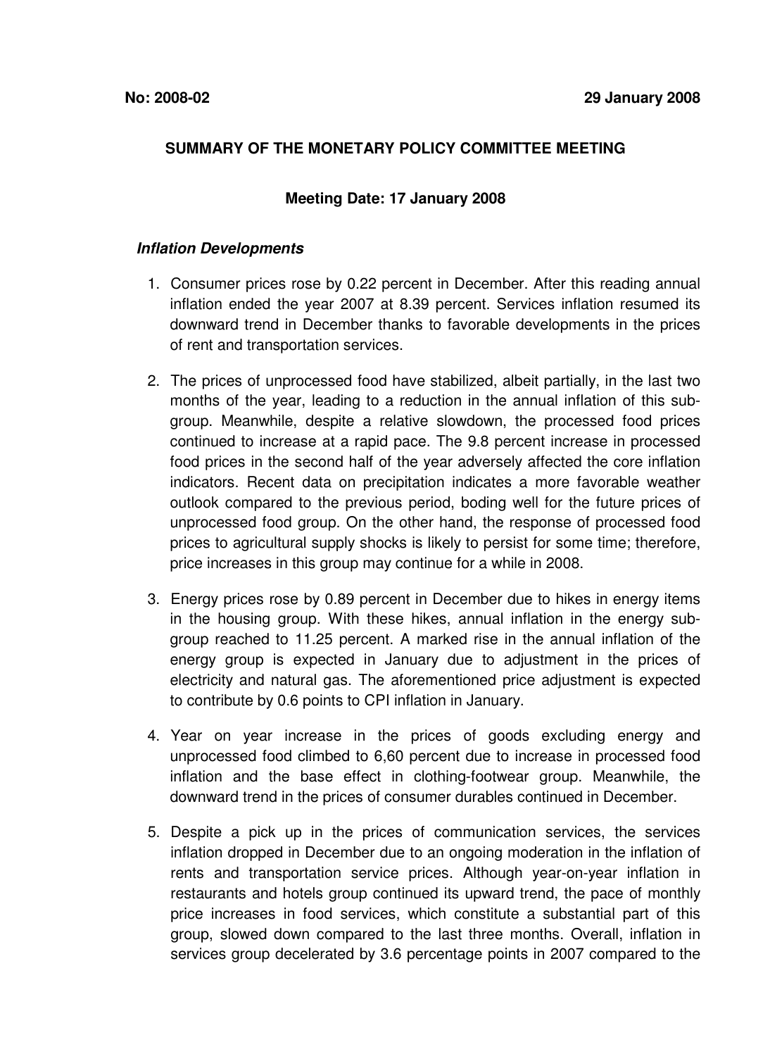**No: 2008-02** **29 January 2008**

## SUMMARY OF THE MONETARY POLICY COMMITTEE MEETING

### Meeting Date: 17 January 2008

***Inflation Developments***

1. Consumer prices rose by 0.22 percent in December. After this reading annual inflation ended the year 2007 at 8.39 percent. Services inflation resumed its downward trend in December thanks to favorable developments in the prices of rent and transportation services.

2. The prices of unprocessed food have stabilized, albeit partially, in the last two months of the year, leading to a reduction in the annual inflation of this sub-group. Meanwhile, despite a relative slowdown, the processed food prices continued to increase at a rapid pace. The 9.8 percent increase in processed food prices in the second half of the year adversely affected the core inflation indicators. Recent data on precipitation indicates a more favorable weather outlook compared to the previous period, boding well for the future prices of unprocessed food group. On the other hand, the response of processed food prices to agricultural supply shocks is likely to persist for some time; therefore, price increases in this group may continue for a while in 2008.

3. Energy prices rose by 0.89 percent in December due to hikes in energy items in the housing group. With these hikes, annual inflation in the energy sub-group reached to 11.25 percent. A marked rise in the annual inflation of the energy group is expected in January due to adjustment in the prices of electricity and natural gas. The aforementioned price adjustment is expected to contribute by 0.6 points to CPI inflation in January.

4. Year on year increase in the prices of goods excluding energy and unprocessed food climbed to 6,60 percent due to increase in processed food inflation and the base effect in clothing-footwear group. Meanwhile, the downward trend in the prices of consumer durables continued in December.

5. Despite a pick up in the prices of communication services, the services inflation dropped in December due to an ongoing moderation in the inflation of rents and transportation service prices. Although year-on-year inflation in restaurants and hotels group continued its upward trend, the pace of monthly price increases in food services, which constitute a substantial part of this group, slowed down compared to the last three months. Overall, inflation in services group decelerated by 3.6 percentage points in 2007 compared to the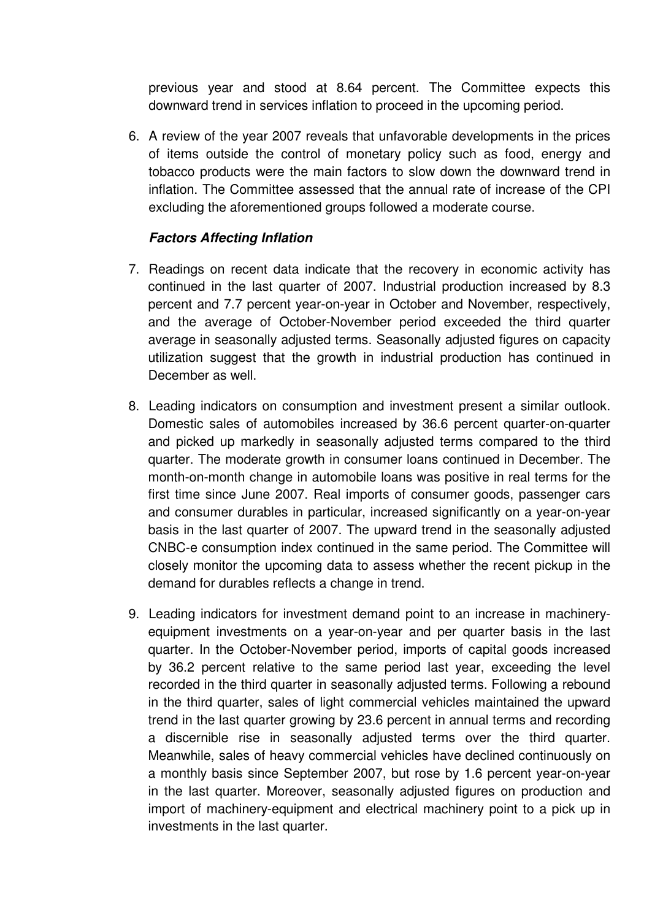previous year and stood at 8.64 percent. The Committee expects this downward trend in services inflation to proceed in the upcoming period.

6. A review of the year 2007 reveals that unfavorable developments in the prices of items outside the control of monetary policy such as food, energy and tobacco products were the main factors to slow down the downward trend in inflation. The Committee assessed that the annual rate of increase of the CPI excluding the aforementioned groups followed a moderate course.

***Factors Affecting Inflation***

7. Readings on recent data indicate that the recovery in economic activity has continued in the last quarter of 2007. Industrial production increased by 8.3 percent and 7.7 percent year-on-year in October and November, respectively, and the average of October-November period exceeded the third quarter average in seasonally adjusted terms. Seasonally adjusted figures on capacity utilization suggest that the growth in industrial production has continued in December as well.

8. Leading indicators on consumption and investment present a similar outlook. Domestic sales of automobiles increased by 36.6 percent quarter-on-quarter and picked up markedly in seasonally adjusted terms compared to the third quarter. The moderate growth in consumer loans continued in December. The month-on-month change in automobile loans was positive in real terms for the first time since June 2007. Real imports of consumer goods, passenger cars and consumer durables in particular, increased significantly on a year-on-year basis in the last quarter of 2007. The upward trend in the seasonally adjusted CNBC-e consumption index continued in the same period. The Committee will closely monitor the upcoming data to assess whether the recent pickup in the demand for durables reflects a change in trend.

9. Leading indicators for investment demand point to an increase in machinery-equipment investments on a year-on-year and per quarter basis in the last quarter. In the October-November period, imports of capital goods increased by 36.2 percent relative to the same period last year, exceeding the level recorded in the third quarter in seasonally adjusted terms. Following a rebound in the third quarter, sales of light commercial vehicles maintained the upward trend in the last quarter growing by 23.6 percent in annual terms and recording a discernible rise in seasonally adjusted terms over the third quarter. Meanwhile, sales of heavy commercial vehicles have declined continuously on a monthly basis since September 2007, but rose by 1.6 percent year-on-year in the last quarter. Moreover, seasonally adjusted figures on production and import of machinery-equipment and electrical machinery point to a pick up in investments in the last quarter.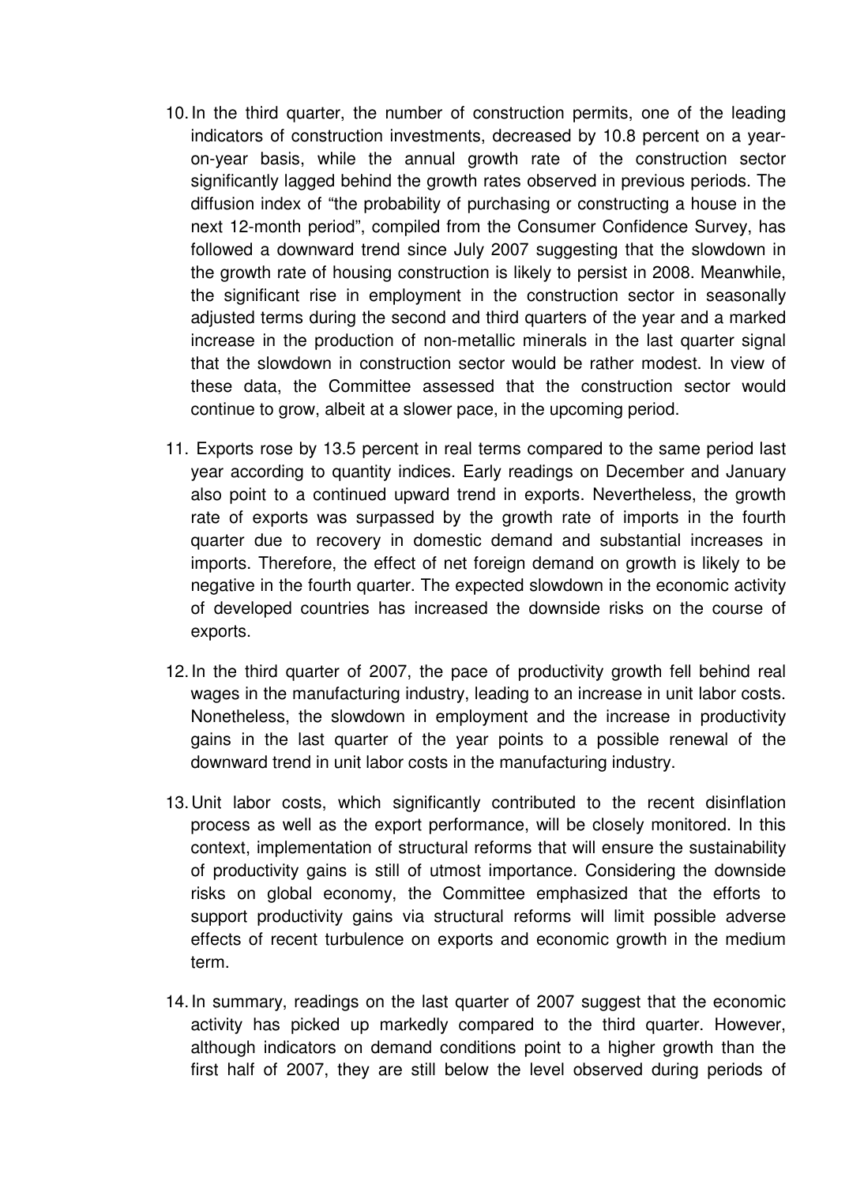10. In the third quarter, the number of construction permits, one of the leading indicators of construction investments, decreased by 10.8 percent on a year-on-year basis, while the annual growth rate of the construction sector significantly lagged behind the growth rates observed in previous periods. The diffusion index of "the probability of purchasing or constructing a house in the next 12-month period", compiled from the Consumer Confidence Survey, has followed a downward trend since July 2007 suggesting that the slowdown in the growth rate of housing construction is likely to persist in 2008. Meanwhile, the significant rise in employment in the construction sector in seasonally adjusted terms during the second and third quarters of the year and a marked increase in the production of non-metallic minerals in the last quarter signal that the slowdown in construction sector would be rather modest. In view of these data, the Committee assessed that the construction sector would continue to grow, albeit at a slower pace, in the upcoming period.

11. Exports rose by 13.5 percent in real terms compared to the same period last year according to quantity indices. Early readings on December and January also point to a continued upward trend in exports. Nevertheless, the growth rate of exports was surpassed by the growth rate of imports in the fourth quarter due to recovery in domestic demand and substantial increases in imports. Therefore, the effect of net foreign demand on growth is likely to be negative in the fourth quarter. The expected slowdown in the economic activity of developed countries has increased the downside risks on the course of exports.

12. In the third quarter of 2007, the pace of productivity growth fell behind real wages in the manufacturing industry, leading to an increase in unit labor costs. Nonetheless, the slowdown in employment and the increase in productivity gains in the last quarter of the year points to a possible renewal of the downward trend in unit labor costs in the manufacturing industry.

13. Unit labor costs, which significantly contributed to the recent disinflation process as well as the export performance, will be closely monitored. In this context, implementation of structural reforms that will ensure the sustainability of productivity gains is still of utmost importance. Considering the downside risks on global economy, the Committee emphasized that the efforts to support productivity gains via structural reforms will limit possible adverse effects of recent turbulence on exports and economic growth in the medium term.

14. In summary, readings on the last quarter of 2007 suggest that the economic activity has picked up markedly compared to the third quarter. However, although indicators on demand conditions point to a higher growth than the first half of 2007, they are still below the level observed during periods of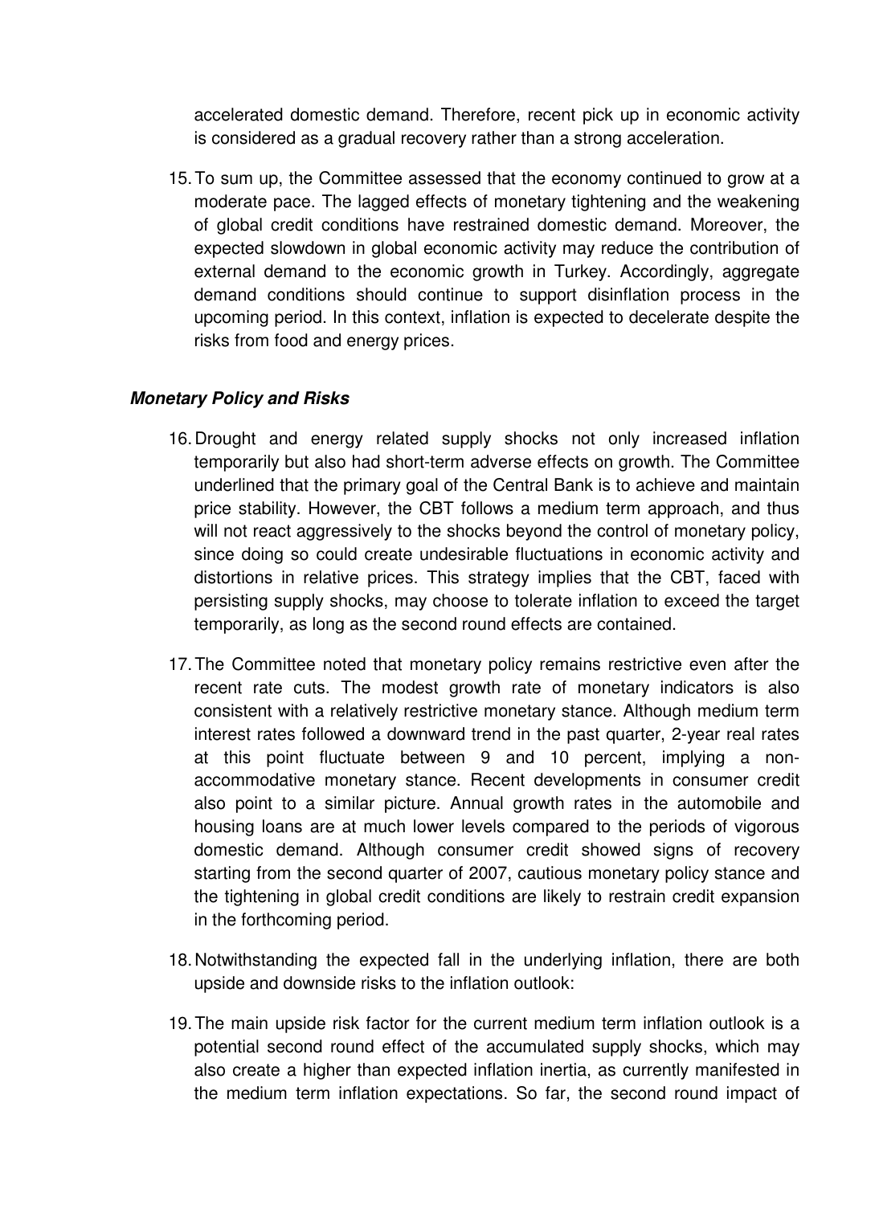accelerated domestic demand. Therefore, recent pick up in economic activity is considered as a gradual recovery rather than a strong acceleration.

15. To sum up, the Committee assessed that the economy continued to grow at a moderate pace. The lagged effects of monetary tightening and the weakening of global credit conditions have restrained domestic demand. Moreover, the expected slowdown in global economic activity may reduce the contribution of external demand to the economic growth in Turkey. Accordingly, aggregate demand conditions should continue to support disinflation process in the upcoming period. In this context, inflation is expected to decelerate despite the risks from food and energy prices.

### *Monetary Policy and Risks*

16. Drought and energy related supply shocks not only increased inflation temporarily but also had short-term adverse effects on growth. The Committee underlined that the primary goal of the Central Bank is to achieve and maintain price stability. However, the CBT follows a medium term approach, and thus will not react aggressively to the shocks beyond the control of monetary policy, since doing so could create undesirable fluctuations in economic activity and distortions in relative prices. This strategy implies that the CBT, faced with persisting supply shocks, may choose to tolerate inflation to exceed the target temporarily, as long as the second round effects are contained.

17. The Committee noted that monetary policy remains restrictive even after the recent rate cuts. The modest growth rate of monetary indicators is also consistent with a relatively restrictive monetary stance. Although medium term interest rates followed a downward trend in the past quarter, 2-year real rates at this point fluctuate between 9 and 10 percent, implying a non-accommodative monetary stance. Recent developments in consumer credit also point to a similar picture. Annual growth rates in the automobile and housing loans are at much lower levels compared to the periods of vigorous domestic demand. Although consumer credit showed signs of recovery starting from the second quarter of 2007, cautious monetary policy stance and the tightening in global credit conditions are likely to restrain credit expansion in the forthcoming period.

18. Notwithstanding the expected fall in the underlying inflation, there are both upside and downside risks to the inflation outlook:

19. The main upside risk factor for the current medium term inflation outlook is a potential second round effect of the accumulated supply shocks, which may also create a higher than expected inflation inertia, as currently manifested in the medium term inflation expectations. So far, the second round impact of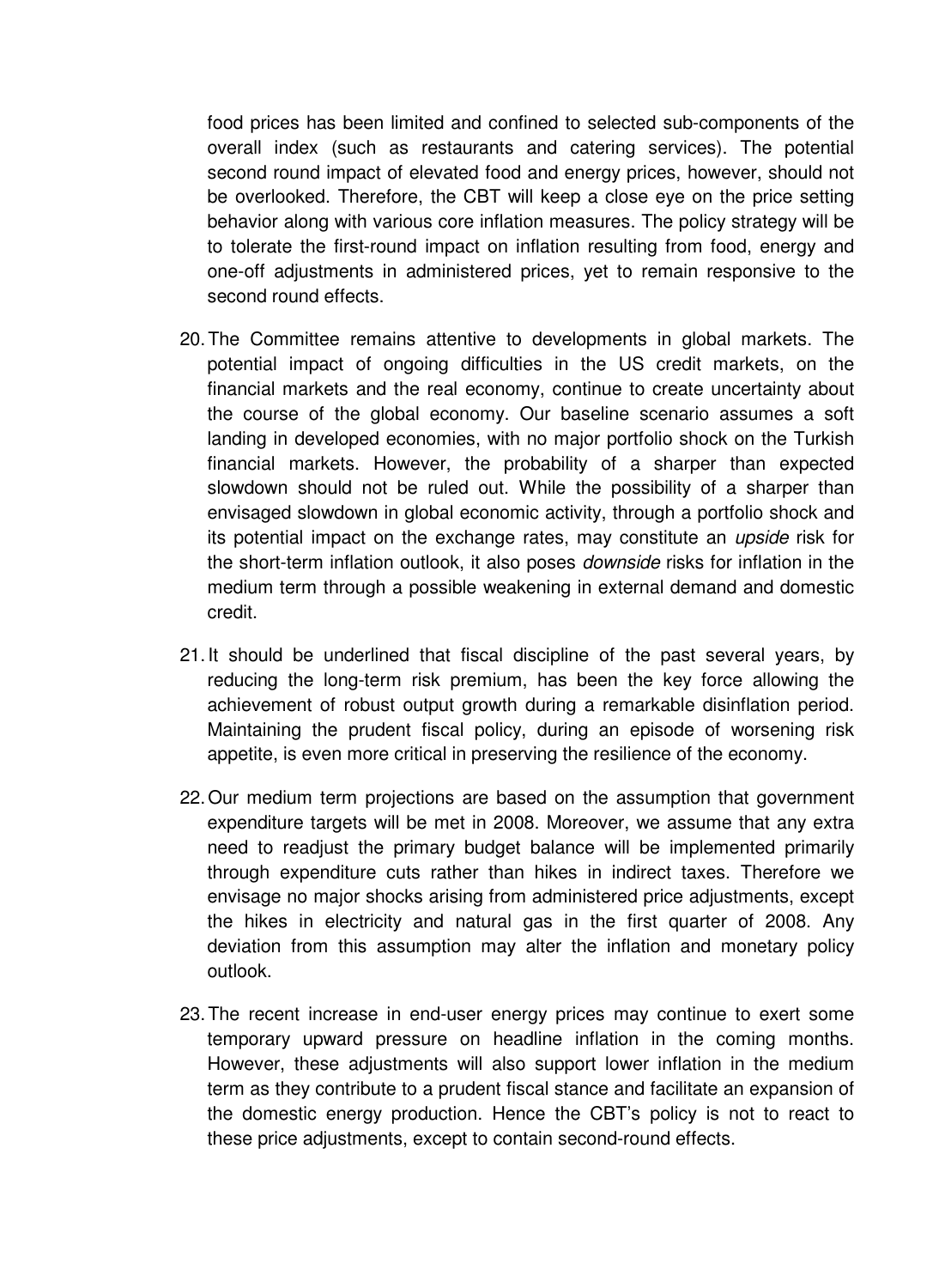food prices has been limited and confined to selected sub-components of the overall index (such as restaurants and catering services). The potential second round impact of elevated food and energy prices, however, should not be overlooked. Therefore, the CBT will keep a close eye on the price setting behavior along with various core inflation measures. The policy strategy will be to tolerate the first-round impact on inflation resulting from food, energy and one-off adjustments in administered prices, yet to remain responsive to the second round effects.

20. The Committee remains attentive to developments in global markets. The potential impact of ongoing difficulties in the US credit markets, on the financial markets and the real economy, continue to create uncertainty about the course of the global economy. Our baseline scenario assumes a soft landing in developed economies, with no major portfolio shock on the Turkish financial markets. However, the probability of a sharper than expected slowdown should not be ruled out. While the possibility of a sharper than envisaged slowdown in global economic activity, through a portfolio shock and its potential impact on the exchange rates, may constitute an *upside* risk for the short-term inflation outlook, it also poses *downside* risks for inflation in the medium term through a possible weakening in external demand and domestic credit.

21. It should be underlined that fiscal discipline of the past several years, by reducing the long-term risk premium, has been the key force allowing the achievement of robust output growth during a remarkable disinflation period. Maintaining the prudent fiscal policy, during an episode of worsening risk appetite, is even more critical in preserving the resilience of the economy.

22. Our medium term projections are based on the assumption that government expenditure targets will be met in 2008. Moreover, we assume that any extra need to readjust the primary budget balance will be implemented primarily through expenditure cuts rather than hikes in indirect taxes. Therefore we envisage no major shocks arising from administered price adjustments, except the hikes in electricity and natural gas in the first quarter of 2008. Any deviation from this assumption may alter the inflation and monetary policy outlook.

23. The recent increase in end-user energy prices may continue to exert some temporary upward pressure on headline inflation in the coming months. However, these adjustments will also support lower inflation in the medium term as they contribute to a prudent fiscal stance and facilitate an expansion of the domestic energy production. Hence the CBT's policy is not to react to these price adjustments, except to contain second-round effects.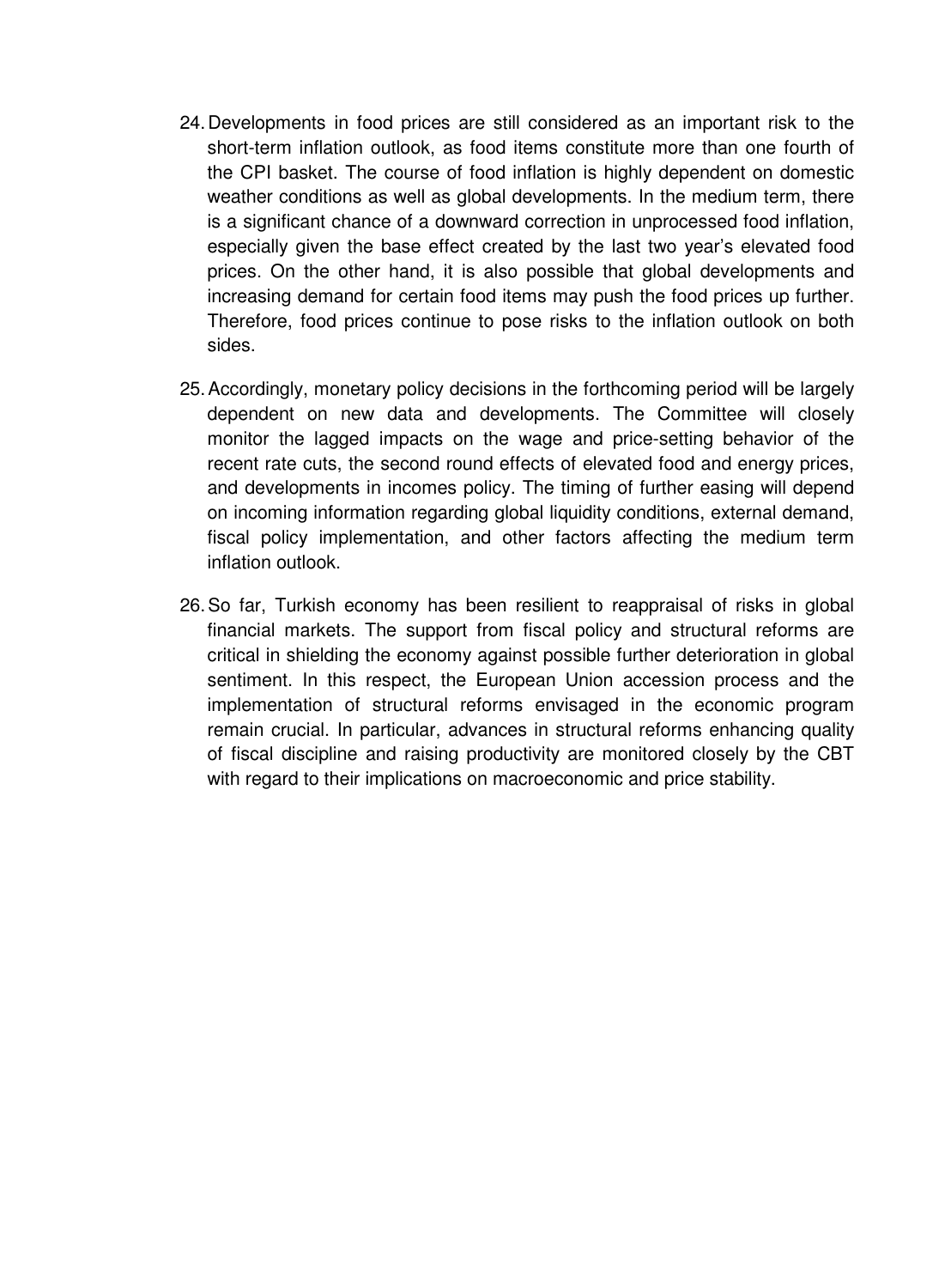24. Developments in food prices are still considered as an important risk to the short-term inflation outlook, as food items constitute more than one fourth of the CPI basket. The course of food inflation is highly dependent on domestic weather conditions as well as global developments. In the medium term, there is a significant chance of a downward correction in unprocessed food inflation, especially given the base effect created by the last two year's elevated food prices. On the other hand, it is also possible that global developments and increasing demand for certain food items may push the food prices up further. Therefore, food prices continue to pose risks to the inflation outlook on both sides.

25. Accordingly, monetary policy decisions in the forthcoming period will be largely dependent on new data and developments. The Committee will closely monitor the lagged impacts on the wage and price-setting behavior of the recent rate cuts, the second round effects of elevated food and energy prices, and developments in incomes policy. The timing of further easing will depend on incoming information regarding global liquidity conditions, external demand, fiscal policy implementation, and other factors affecting the medium term inflation outlook.

26. So far, Turkish economy has been resilient to reappraisal of risks in global financial markets. The support from fiscal policy and structural reforms are critical in shielding the economy against possible further deterioration in global sentiment. In this respect, the European Union accession process and the implementation of structural reforms envisaged in the economic program remain crucial. In particular, advances in structural reforms enhancing quality of fiscal discipline and raising productivity are monitored closely by the CBT with regard to their implications on macroeconomic and price stability.